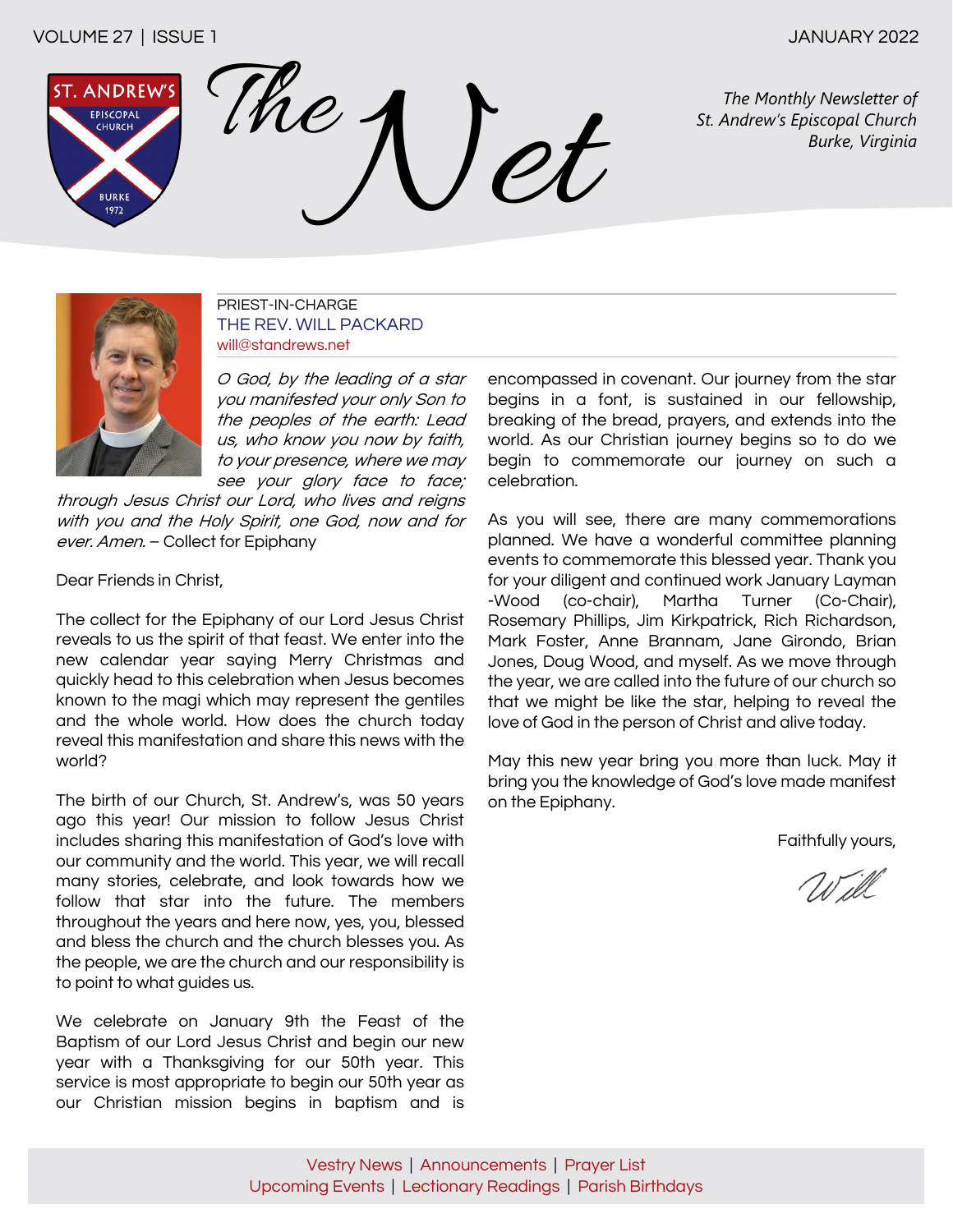VOLUME 27 | ISSUE 1 — JANUARY 2022

# The Net

*The Monthly Newsletter of St. Andrew's Episcopal Church Burke, Virginia*

PRIEST-IN-CHARGE
THE REV. WILL PACKARD
will@standrews.net

*O God, by the leading of a star you manifested your only Son to the peoples of the earth: Lead us, who know you now by faith, to your presence, where we may see your glory face to face; through Jesus Christ our Lord, who lives and reigns with you and the Holy Spirit, one God, now and for ever. Amen.* – Collect for Epiphany

Dear Friends in Christ,

The collect for the Epiphany of our Lord Jesus Christ reveals to us the spirit of that feast. We enter into the new calendar year saying Merry Christmas and quickly head to this celebration when Jesus becomes known to the magi which may represent the gentiles and the whole world. How does the church today reveal this manifestation and share this news with the world?

The birth of our Church, St. Andrew's, was 50 years ago this year! Our mission to follow Jesus Christ includes sharing this manifestation of God's love with our community and the world. This year, we will recall many stories, celebrate, and look towards how we follow that star into the future. The members throughout the years and here now, yes, you, blessed and bless the church and the church blesses you. As the people, we are the church and our responsibility is to point to what guides us.

We celebrate on January 9th the Feast of the Baptism of our Lord Jesus Christ and begin our new year with a Thanksgiving for our 50th year. This service is most appropriate to begin our 50th year as our Christian mission begins in baptism and is encompassed in covenant. Our journey from the star begins in a font, is sustained in our fellowship, breaking of the bread, prayers, and extends into the world. As our Christian journey begins so to do we begin to commemorate our journey on such a celebration.

As you will see, there are many commemorations planned. We have a wonderful committee planning events to commemorate this blessed year. Thank you for your diligent and continued work January Layman-Wood (co-chair), Martha Turner (Co-Chair), Rosemary Phillips, Jim Kirkpatrick, Rich Richardson, Mark Foster, Anne Brannam, Jane Girondo, Brian Jones, Doug Wood, and myself. As we move through the year, we are called into the future of our church so that we might be like the star, helping to reveal the love of God in the person of Christ and alive today.

May this new year bring you more than luck. May it bring you the knowledge of God's love made manifest on the Epiphany.

Faithfully yours,

Will

Vestry News | Announcements | Prayer List
Upcoming Events | Lectionary Readings | Parish Birthdays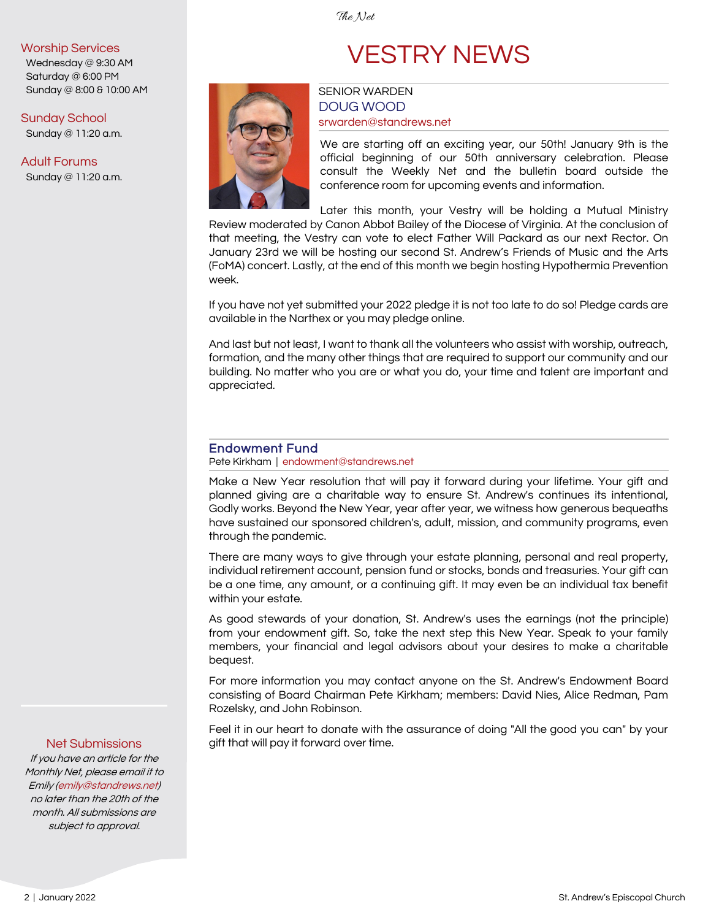## Worship Services

Wednesday @ 9:30 AM
Saturday @ 6:00 PM
Sunday @ 8:00 & 10:00 AM

## Sunday School

Sunday @ 11:20 a.m.

## Adult Forums

Sunday @ 11:20 a.m.

# VESTRY NEWS

SENIOR WARDEN
**DOUG WOOD**
srwarden@standrews.net

We are starting off an exciting year, our 50th! January 9th is the official beginning of our 50th anniversary celebration. Please consult the Weekly Net and the bulletin board outside the conference room for upcoming events and information.

Later this month, your Vestry will be holding a Mutual Ministry Review moderated by Canon Abbot Bailey of the Diocese of Virginia. At the conclusion of that meeting, the Vestry can vote to elect Father Will Packard as our next Rector. On January 23rd we will be hosting our second St. Andrew's Friends of Music and the Arts (FoMA) concert. Lastly, at the end of this month we begin hosting Hypothermia Prevention week.

If you have not yet submitted your 2022 pledge it is not too late to do so! Pledge cards are available in the Narthex or you may pledge online.

And last but not least, I want to thank all the volunteers who assist with worship, outreach, formation, and the many other things that are required to support our community and our building. No matter who you are or what you do, your time and talent are important and appreciated.

## Endowment Fund

Pete Kirkham | endowment@standrews.net

Make a New Year resolution that will pay it forward during your lifetime. Your gift and planned giving are a charitable way to ensure St. Andrew's continues its intentional, Godly works. Beyond the New Year, year after year, we witness how generous bequeaths have sustained our sponsored children's, adult, mission, and community programs, even through the pandemic.

There are many ways to give through your estate planning, personal and real property, individual retirement account, pension fund or stocks, bonds and treasuries. Your gift can be a one time, any amount, or a continuing gift. It may even be an individual tax benefit within your estate.

As good stewards of your donation, St. Andrew's uses the earnings (not the principle) from your endowment gift. So, take the next step this New Year. Speak to your family members, your financial and legal advisors about your desires to make a charitable bequest.

For more information you may contact anyone on the St. Andrew's Endowment Board consisting of Board Chairman Pete Kirkham; members: David Nies, Alice Redman, Pam Rozelsky, and John Robinson.

Feel it in our heart to donate with the assurance of doing "All the good you can" by your gift that will pay it forward over time.

## Net Submissions

*If you have an article for the Monthly Net, please email it to Emily (emily@standrews.net) no later than the 20th of the month. All submissions are subject to approval.*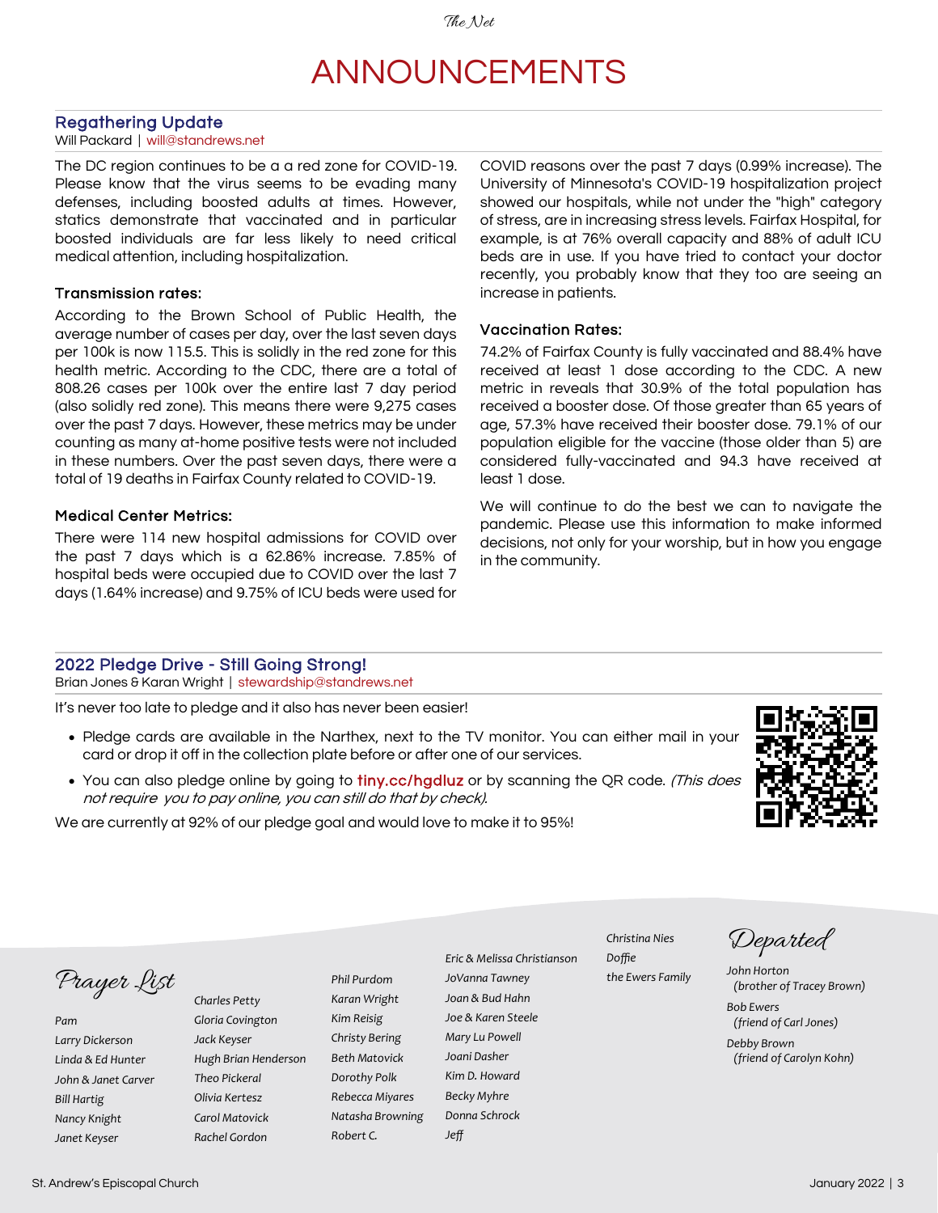# ANNOUNCEMENTS

## Regathering Update

Will Packard | will@standrews.net

The DC region continues to be a a red zone for COVID-19. Please know that the virus seems to be evading many defenses, including boosted adults at times. However, statics demonstrate that vaccinated and in particular boosted individuals are far less likely to need critical medical attention, including hospitalization.

### Transmission rates:

According to the Brown School of Public Health, the average number of cases per day, over the last seven days per 100k is now 115.5. This is solidly in the red zone for this health metric. According to the CDC, there are a total of 808.26 cases per 100k over the entire last 7 day period (also solidly red zone). This means there were 9,275 cases over the past 7 days. However, these metrics may be under counting as many at-home positive tests were not included in these numbers. Over the past seven days, there were a total of 19 deaths in Fairfax County related to COVID-19.

### Medical Center Metrics:

There were 114 new hospital admissions for COVID over the past 7 days which is a 62.86% increase. 7.85% of hospital beds were occupied due to COVID over the last 7 days (1.64% increase) and 9.75% of ICU beds were used for COVID reasons over the past 7 days (0.99% increase). The University of Minnesota's COVID-19 hospitalization project showed our hospitals, while not under the "high" category of stress, are in increasing stress levels. Fairfax Hospital, for example, is at 76% overall capacity and 88% of adult ICU beds are in use. If you have tried to contact your doctor recently, you probably know that they too are seeing an increase in patients.

### Vaccination Rates:

74.2% of Fairfax County is fully vaccinated and 88.4% have received at least 1 dose according to the CDC. A new metric in reveals that 30.9% of the total population has received a booster dose. Of those greater than 65 years of age, 57.3% have received their booster dose. 79.1% of our population eligible for the vaccine (those older than 5) are considered fully-vaccinated and 94.3 have received at least 1 dose.

We will continue to do the best we can to navigate the pandemic. Please use this information to make informed decisions, not only for your worship, but in how you engage in the community.

## 2022 Pledge Drive - Still Going Strong!

Brian Jones & Karan Wright | stewardship@standrews.net

It's never too late to pledge and it also has never been easier!

- Pledge cards are available in the Narthex, next to the TV monitor. You can either mail in your card or drop it off in the collection plate before or after one of our services.
- You can also pledge online by going to **tiny.cc/hgdluz** or by scanning the QR code. *(This does not require you to pay online, you can still do that by check).*

We are currently at 92% of our pledge goal and would love to make it to 95%!

## Prayer List

*Pam*
*Larry Dickerson*
*Linda & Ed Hunter*
*John & Janet Carver*
*Bill Hartig*
*Nancy Knight*
*Janet Keyser*
*Charles Petty*
*Gloria Covington*
*Jack Keyser*
*Hugh Brian Henderson*
*Theo Pickeral*
*Olivia Kertesz*
*Carol Matovick*
*Rachel Gordon*
*Phil Purdom*
*Karan Wright*
*Kim Reisig*
*Christy Bering*
*Beth Matovick*
*Dorothy Polk*
*Rebecca Miyares*
*Natasha Browning*
*Robert C.*
*Eric & Melissa Christianson*
*JoVanna Tawney*
*Joan & Bud Hahn*
*Joe & Karen Steele*
*Mary Lu Powell*
*Joani Dasher*
*Kim D. Howard*
*Becky Myhre*
*Donna Schrock*
*Jeff*
*Christina Nies*
*Doffie*
*the Ewers Family*

## Departed

*John Horton (brother of Tracey Brown)*

*Bob Ewers (friend of Carl Jones)*

*Debby Brown (friend of Carolyn Kohn)*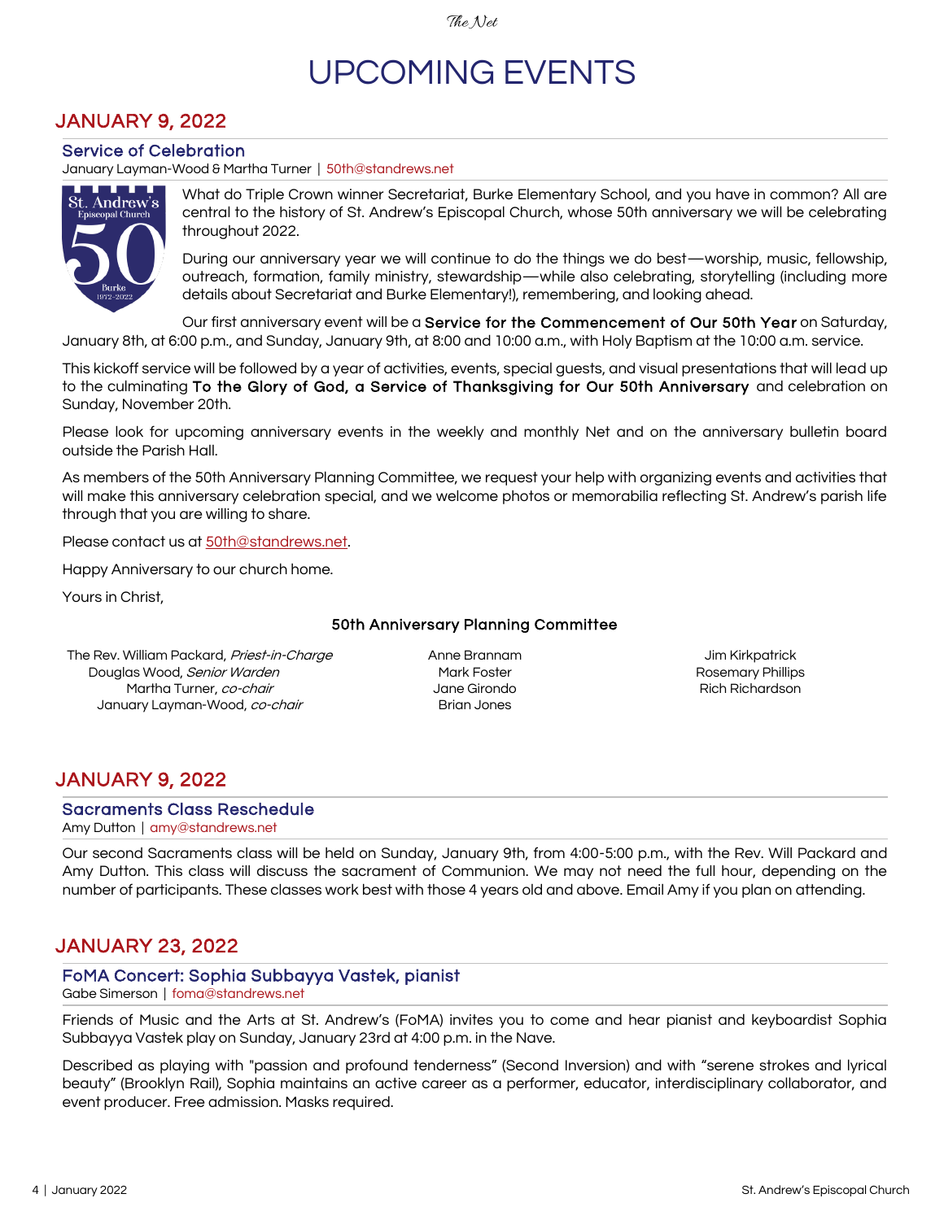# UPCOMING EVENTS

## JANUARY 9, 2022

### Service of Celebration

January Layman-Wood & Martha Turner | 50th@standrews.net

What do Triple Crown winner Secretariat, Burke Elementary School, and you have in common? All are central to the history of St. Andrew's Episcopal Church, whose 50th anniversary we will be celebrating throughout 2022.

During our anniversary year we will continue to do the things we do best—worship, music, fellowship, outreach, formation, family ministry, stewardship—while also celebrating, storytelling (including more details about Secretariat and Burke Elementary!), remembering, and looking ahead.

Our first anniversary event will be a **Service for the Commencement of Our 50th Year** on Saturday, January 8th, at 6:00 p.m., and Sunday, January 9th, at 8:00 and 10:00 a.m., with Holy Baptism at the 10:00 a.m. service.

This kickoff service will be followed by a year of activities, events, special guests, and visual presentations that will lead up to the culminating **To the Glory of God, a Service of Thanksgiving for Our 50th Anniversary** and celebration on Sunday, November 20th.

Please look for upcoming anniversary events in the weekly and monthly Net and on the anniversary bulletin board outside the Parish Hall.

As members of the 50th Anniversary Planning Committee, we request your help with organizing events and activities that will make this anniversary celebration special, and we welcome photos or memorabilia reflecting St. Andrew's parish life through that you are willing to share.

Please contact us at 50th@standrews.net.

Happy Anniversary to our church home.

Yours in Christ,

**50th Anniversary Planning Committee**

The Rev. William Packard, *Priest-in-Charge*
Douglas Wood, *Senior Warden*
Martha Turner, *co-chair*
January Layman-Wood, *co-chair*

Anne Brannam
Mark Foster
Jane Girondo
Brian Jones

Jim Kirkpatrick
Rosemary Phillips
Rich Richardson

## JANUARY 9, 2022

### Sacraments Class Reschedule

Amy Dutton | amy@standrews.net

Our second Sacraments class will be held on Sunday, January 9th, from 4:00-5:00 p.m., with the Rev. Will Packard and Amy Dutton. This class will discuss the sacrament of Communion. We may not need the full hour, depending on the number of participants. These classes work best with those 4 years old and above. Email Amy if you plan on attending.

## JANUARY 23, 2022

### FoMA Concert: Sophia Subbayya Vastek, pianist

Gabe Simerson | foma@standrews.net

Friends of Music and the Arts at St. Andrew's (FoMA) invites you to come and hear pianist and keyboardist Sophia Subbayya Vastek play on Sunday, January 23rd at 4:00 p.m. in the Nave.

Described as playing with "passion and profound tenderness" (Second Inversion) and with "serene strokes and lyrical beauty" (Brooklyn Rail), Sophia maintains an active career as a performer, educator, interdisciplinary collaborator, and event producer. Free admission. Masks required.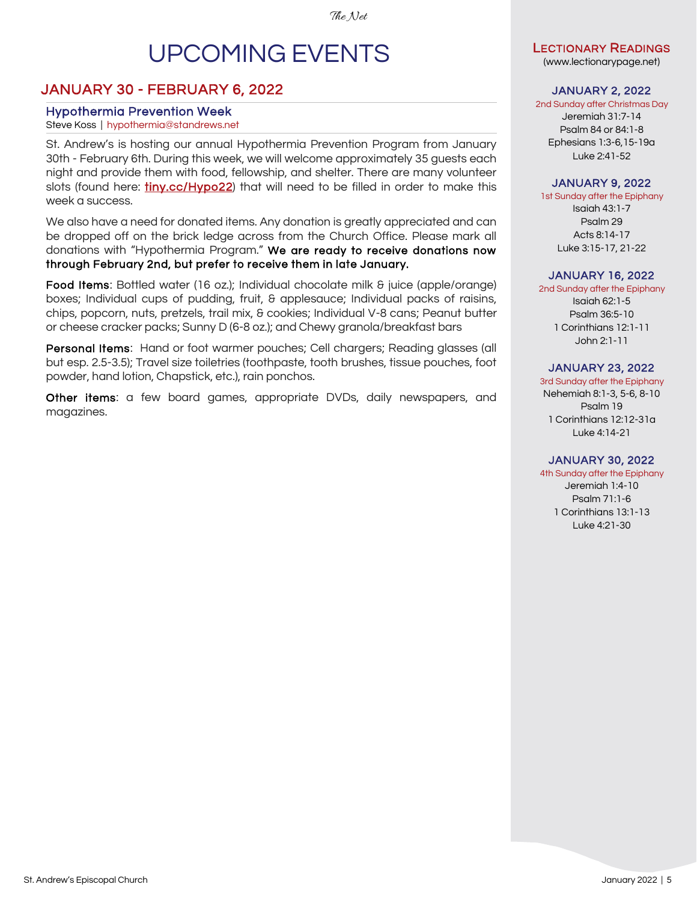# UPCOMING EVENTS

## JANUARY 30 - FEBRUARY 6, 2022

### Hypothermia Prevention Week

Steve Koss | hypothermia@standrews.net

St. Andrew's is hosting our annual Hypothermia Prevention Program from January 30th - February 6th. During this week, we will welcome approximately 35 guests each night and provide them with food, fellowship, and shelter. There are many volunteer slots (found here: **tiny.cc/Hypo22**) that will need to be filled in order to make this week a success.

We also have a need for donated items. Any donation is greatly appreciated and can be dropped off on the brick ledge across from the Church Office. Please mark all donations with "Hypothermia Program." **We are ready to receive donations now through February 2nd, but prefer to receive them in late January.**

**Food Items**: Bottled water (16 oz.); Individual chocolate milk & juice (apple/orange) boxes; Individual cups of pudding, fruit, & applesauce; Individual packs of raisins, chips, popcorn, nuts, pretzels, trail mix, & cookies; Individual V-8 cans; Peanut butter or cheese cracker packs; Sunny D (6-8 oz.); and Chewy granola/breakfast bars

**Personal Items**: Hand or foot warmer pouches; Cell chargers; Reading glasses (all but esp. 2.5-3.5); Travel size toiletries (toothpaste, tooth brushes, tissue pouches, foot powder, hand lotion, Chapstick, etc.), rain ponchos.

**Other items**: a few board games, appropriate DVDs, daily newspapers, and magazines.

## Lectionary Readings

(www.lectionarypage.net)

### JANUARY 2, 2022

2nd Sunday after Christmas Day

Jeremiah 31:7-14
Psalm 84 or 84:1-8
Ephesians 1:3-6,15-19a
Luke 2:41-52

### JANUARY 9, 2022

1st Sunday after the Epiphany

Isaiah 43:1-7
Psalm 29
Acts 8:14-17
Luke 3:15-17, 21-22

### JANUARY 16, 2022

2nd Sunday after the Epiphany

Isaiah 62:1-5
Psalm 36:5-10
1 Corinthians 12:1-11
John 2:1-11

### JANUARY 23, 2022

3rd Sunday after the Epiphany

Nehemiah 8:1-3, 5-6, 8-10
Psalm 19
1 Corinthians 12:12-31a
Luke 4:14-21

### JANUARY 30, 2022

4th Sunday after the Epiphany

Jeremiah 1:4-10
Psalm 71:1-6
1 Corinthians 13:1-13
Luke 4:21-30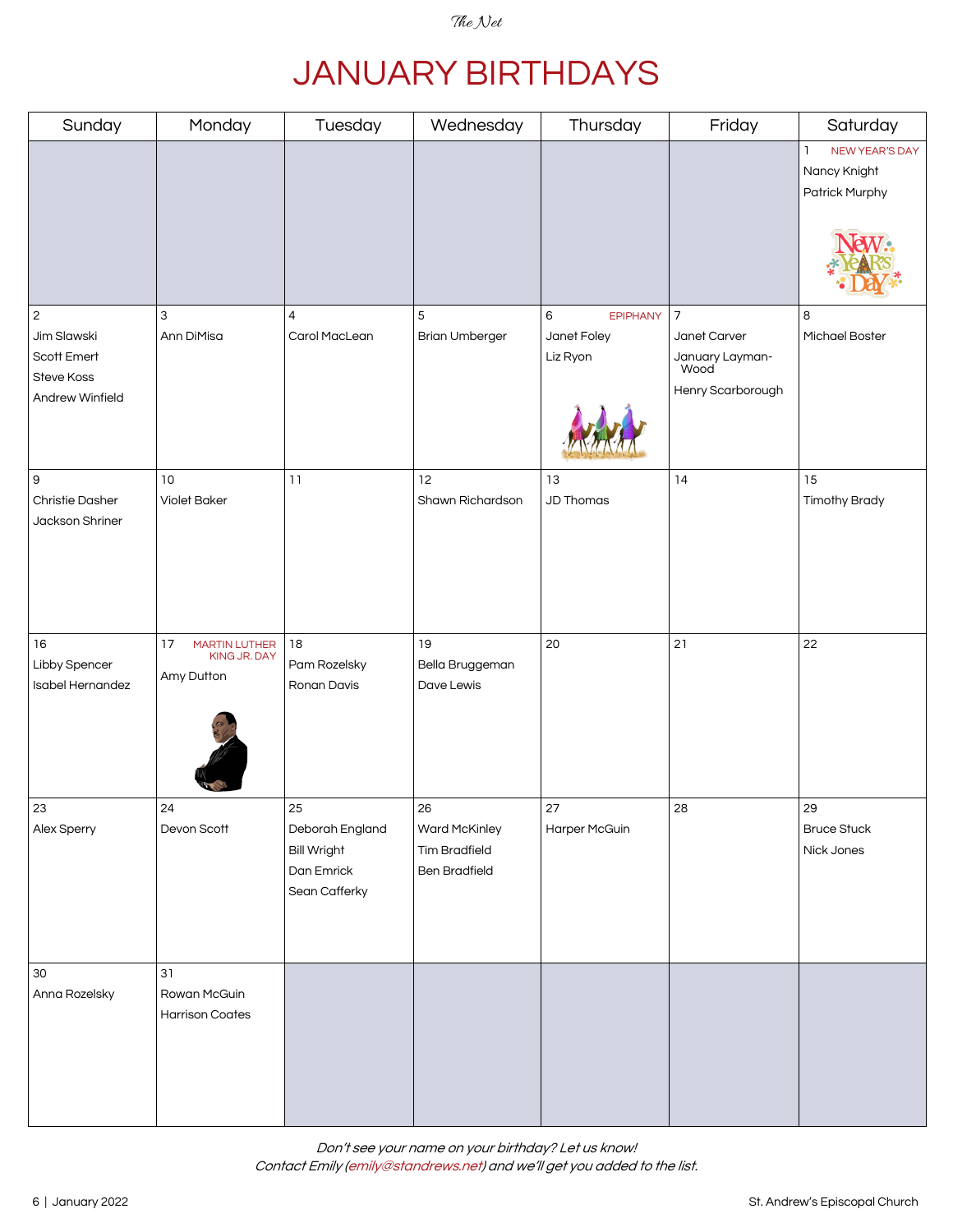# JANUARY BIRTHDAYS

| Sunday | Monday | Tuesday | Wednesday | Thursday | Friday | Saturday |
|---|---|---|---|---|---|---|
| | | | | | | 1 NEW YEAR'S DAY<br>Nancy Knight<br>Patrick Murphy |
| 2<br>Jim Slawski<br>Scott Emert<br>Steve Koss<br>Andrew Winfield | 3<br>Ann DiMisa | 4<br>Carol MacLean | 5<br>Brian Umberger | 6 EPIPHANY<br>Janet Foley<br>Liz Ryon | 7<br>Janet Carver<br>January Layman-Wood<br>Henry Scarborough | 8<br>Michael Boster |
| 9<br>Christie Dasher<br>Jackson Shriner | 10<br>Violet Baker | 11 | 12<br>Shawn Richardson | 13<br>JD Thomas | 14 | 15<br>Timothy Brady |
| 16<br>Libby Spencer<br>Isabel Hernandez | 17 MARTIN LUTHER KING JR. DAY<br>Amy Dutton | 18<br>Pam Rozelsky<br>Ronan Davis | 19<br>Bella Bruggeman<br>Dave Lewis | 20 | 21 | 22 |
| 23<br>Alex Sperry | 24<br>Devon Scott | 25<br>Deborah England<br>Bill Wright<br>Dan Emrick<br>Sean Cafferky | 26<br>Ward McKinley<br>Tim Bradfield<br>Ben Bradfield | 27<br>Harper McGuin | 28 | 29<br>Bruce Stuck<br>Nick Jones |
| 30<br>Anna Rozelsky | 31<br>Rowan McGuin<br>Harrison Coates | | | | | |

*Don't see your name on your birthday? Let us know!*
*Contact Emily (emily@standrews.net) and we'll get you added to the list.*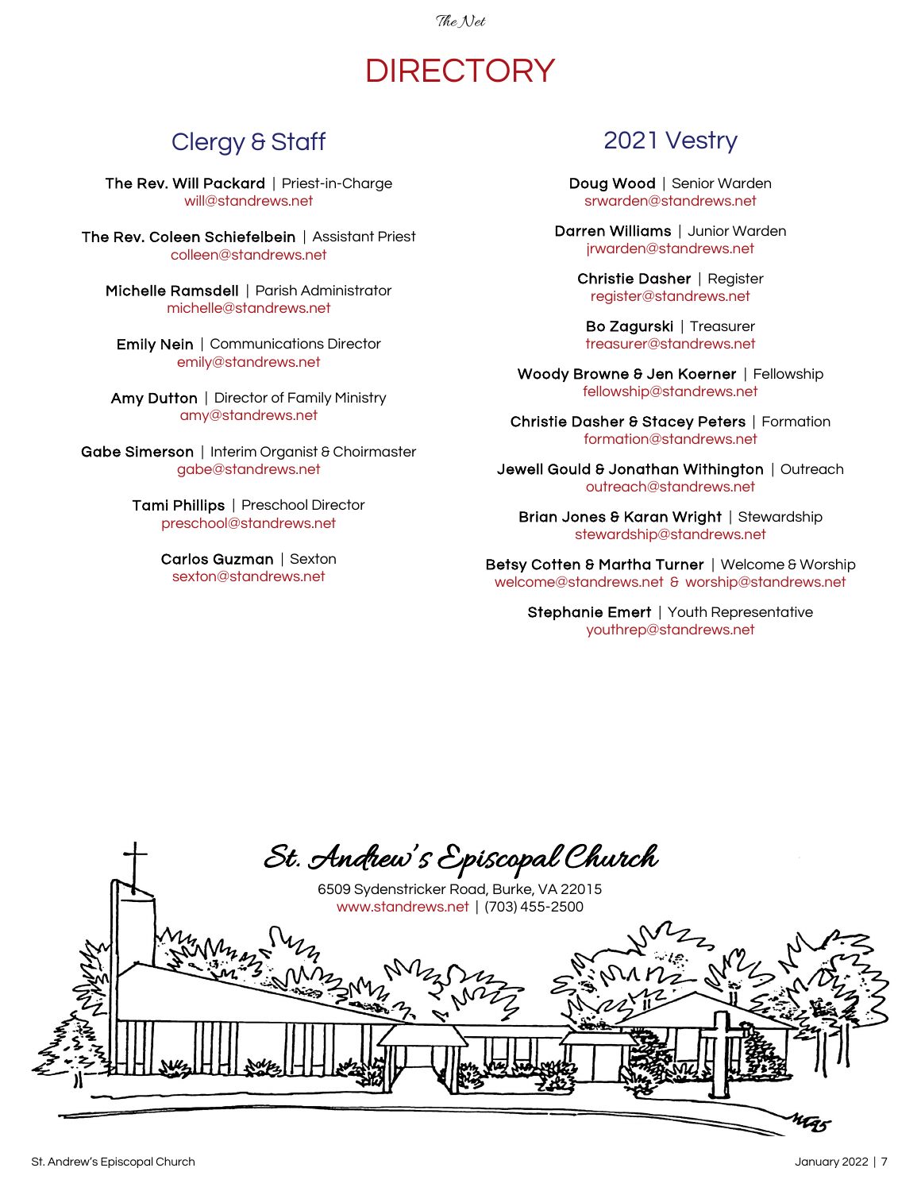# DIRECTORY

## Clergy & Staff

**The Rev. Will Packard** | Priest-in-Charge
will@standrews.net

**The Rev. Coleen Schiefelbein** | Assistant Priest
colleen@standrews.net

**Michelle Ramsdell** | Parish Administrator
michelle@standrews.net

**Emily Nein** | Communications Director
emily@standrews.net

**Amy Dutton** | Director of Family Ministry
amy@standrews.net

**Gabe Simerson** | Interim Organist & Choirmaster
gabe@standrews.net

**Tami Phillips** | Preschool Director
preschool@standrews.net

**Carlos Guzman** | Sexton
sexton@standrews.net

## 2021 Vestry

**Doug Wood** | Senior Warden
srwarden@standrews.net

**Darren Williams** | Junior Warden
jrwarden@standrews.net

**Christie Dasher** | Register
register@standrews.net

**Bo Zagurski** | Treasurer
treasurer@standrews.net

**Woody Browne & Jen Koerner** | Fellowship
fellowship@standrews.net

**Christie Dasher & Stacey Peters** | Formation
formation@standrews.net

**Jewell Gould & Jonathan Withington** | Outreach
outreach@standrews.net

**Brian Jones & Karan Wright** | Stewardship
stewardship@standrews.net

**Betsy Cotten & Martha Turner** | Welcome & Worship
welcome@standrews.net & worship@standrews.net

**Stephanie Emert** | Youth Representative
youthrep@standrews.net

*St. Andrew's Episcopal Church*

6509 Sydenstricker Road, Burke, VA 22015
www.standrews.net | (703) 455-2500